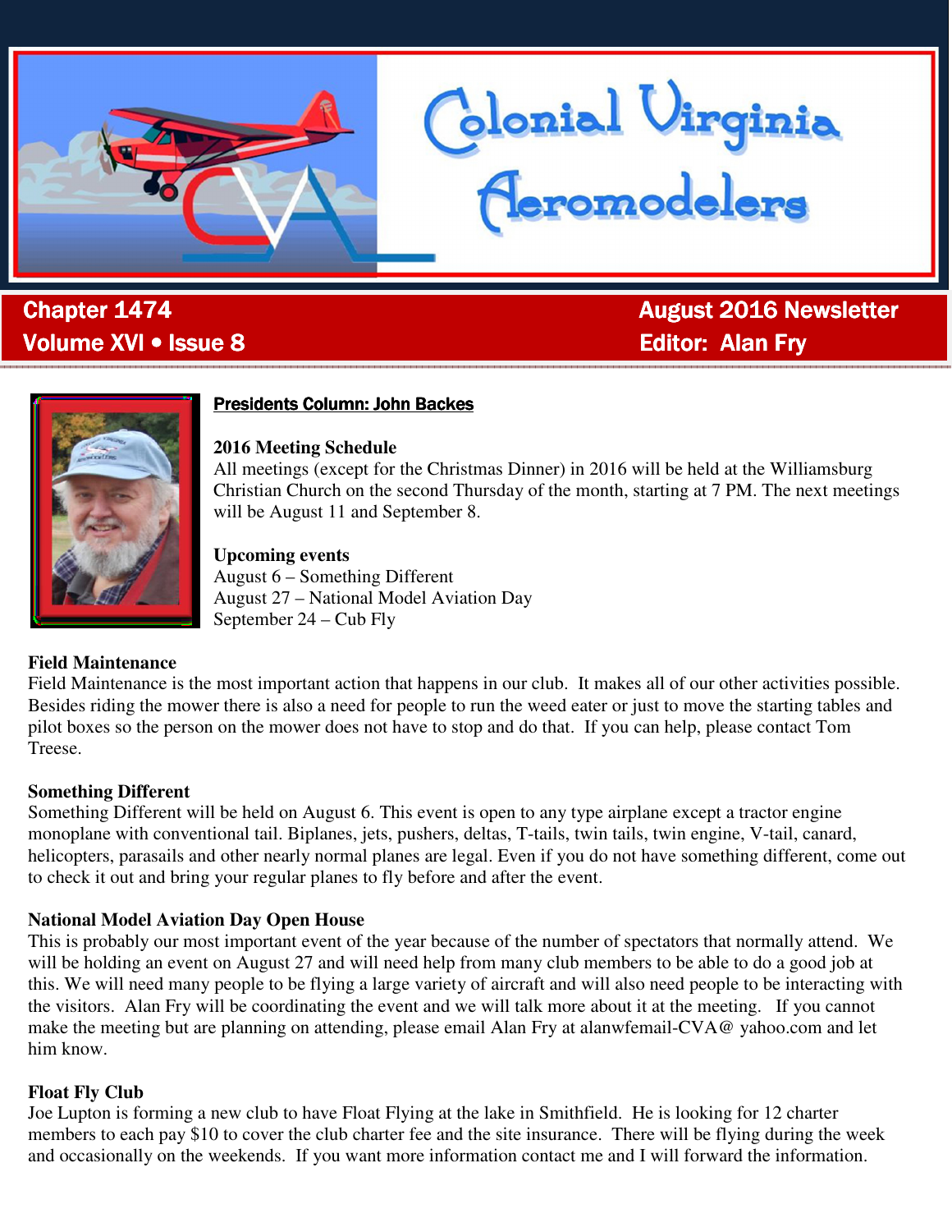# Colonial Virginia Aeromodelers

**Chapter 1474**
**Volume XVI • Issue 8**

**August 2016 Newsletter**
**Editor: Alan Fry**

## Presidents Column: John Backes

### 2016 Meeting Schedule

All meetings (except for the Christmas Dinner) in 2016 will be held at the Williamsburg Christian Church on the second Thursday of the month, starting at 7 PM. The next meetings will be August 11 and September 8.

### Upcoming events

August 6 – Something Different
August 27 – National Model Aviation Day
September 24 – Cub Fly

### Field Maintenance

Field Maintenance is the most important action that happens in our club. It makes all of our other activities possible. Besides riding the mower there is also a need for people to run the weed eater or just to move the starting tables and pilot boxes so the person on the mower does not have to stop and do that. If you can help, please contact Tom Treese.

### Something Different

Something Different will be held on August 6. This event is open to any type airplane except a tractor engine monoplane with conventional tail. Biplanes, jets, pushers, deltas, T-tails, twin tails, twin engine, V-tail, canard, helicopters, parasails and other nearly normal planes are legal. Even if you do not have something different, come out to check it out and bring your regular planes to fly before and after the event.

### National Model Aviation Day Open House

This is probably our most important event of the year because of the number of spectators that normally attend. We will be holding an event on August 27 and will need help from many club members to be able to do a good job at this. We will need many people to be flying a large variety of aircraft and will also need people to be interacting with the visitors. Alan Fry will be coordinating the event and we will talk more about it at the meeting. If you cannot make the meeting but are planning on attending, please email Alan Fry at alanwfemail-CVA@ yahoo.com and let him know.

### Float Fly Club

Joe Lupton is forming a new club to have Float Flying at the lake in Smithfield. He is looking for 12 charter members to each pay $10 to cover the club charter fee and the site insurance. There will be flying during the week and occasionally on the weekends. If you want more information contact me and I will forward the information.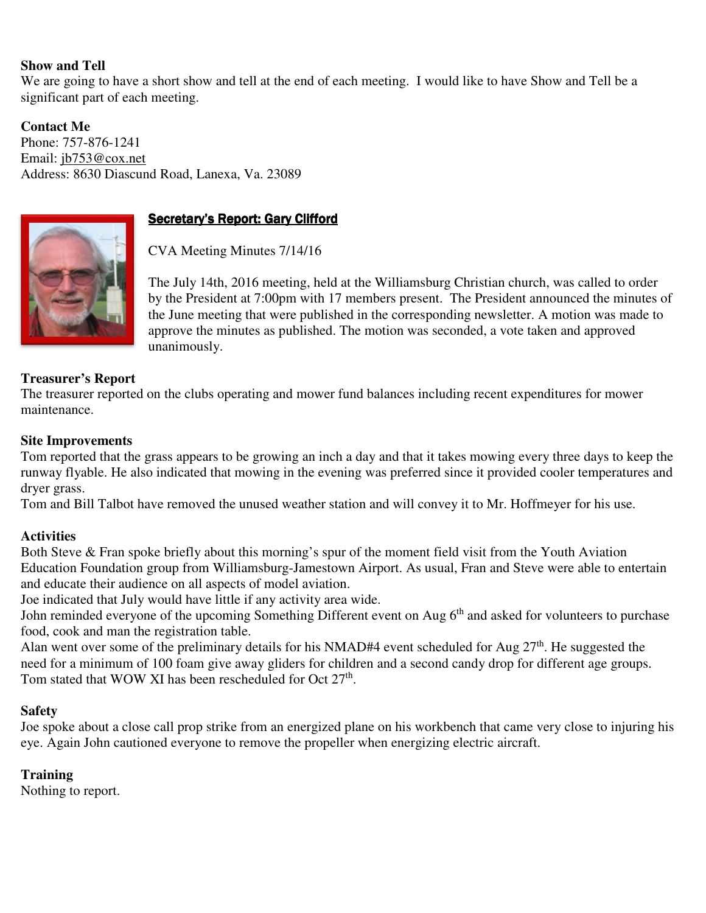**Show and Tell**

We are going to have a short show and tell at the end of each meeting. I would like to have Show and Tell be a significant part of each meeting.

**Contact Me**

Phone: 757-876-1241
Email: jb753@cox.net
Address: 8630 Diascund Road, Lanexa, Va. 23089

## Secretary's Report: Gary Clifford

CVA Meeting Minutes 7/14/16

The July 14th, 2016 meeting, held at the Williamsburg Christian church, was called to order by the President at 7:00pm with 17 members present. The President announced the minutes of the June meeting that were published in the corresponding newsletter. A motion was made to approve the minutes as published. The motion was seconded, a vote taken and approved unanimously.

**Treasurer's Report**

The treasurer reported on the clubs operating and mower fund balances including recent expenditures for mower maintenance.

**Site Improvements**

Tom reported that the grass appears to be growing an inch a day and that it takes mowing every three days to keep the runway flyable. He also indicated that mowing in the evening was preferred since it provided cooler temperatures and dryer grass.

Tom and Bill Talbot have removed the unused weather station and will convey it to Mr. Hoffmeyer for his use.

**Activities**

Both Steve & Fran spoke briefly about this morning's spur of the moment field visit from the Youth Aviation Education Foundation group from Williamsburg-Jamestown Airport. As usual, Fran and Steve were able to entertain and educate their audience on all aspects of model aviation.

Joe indicated that July would have little if any activity area wide.

John reminded everyone of the upcoming Something Different event on Aug 6th and asked for volunteers to purchase food, cook and man the registration table.

Alan went over some of the preliminary details for his NMAD#4 event scheduled for Aug 27th. He suggested the need for a minimum of 100 foam give away gliders for children and a second candy drop for different age groups.

Tom stated that WOW XI has been rescheduled for Oct 27th.

**Safety**

Joe spoke about a close call prop strike from an energized plane on his workbench that came very close to injuring his eye. Again John cautioned everyone to remove the propeller when energizing electric aircraft.

**Training**

Nothing to report.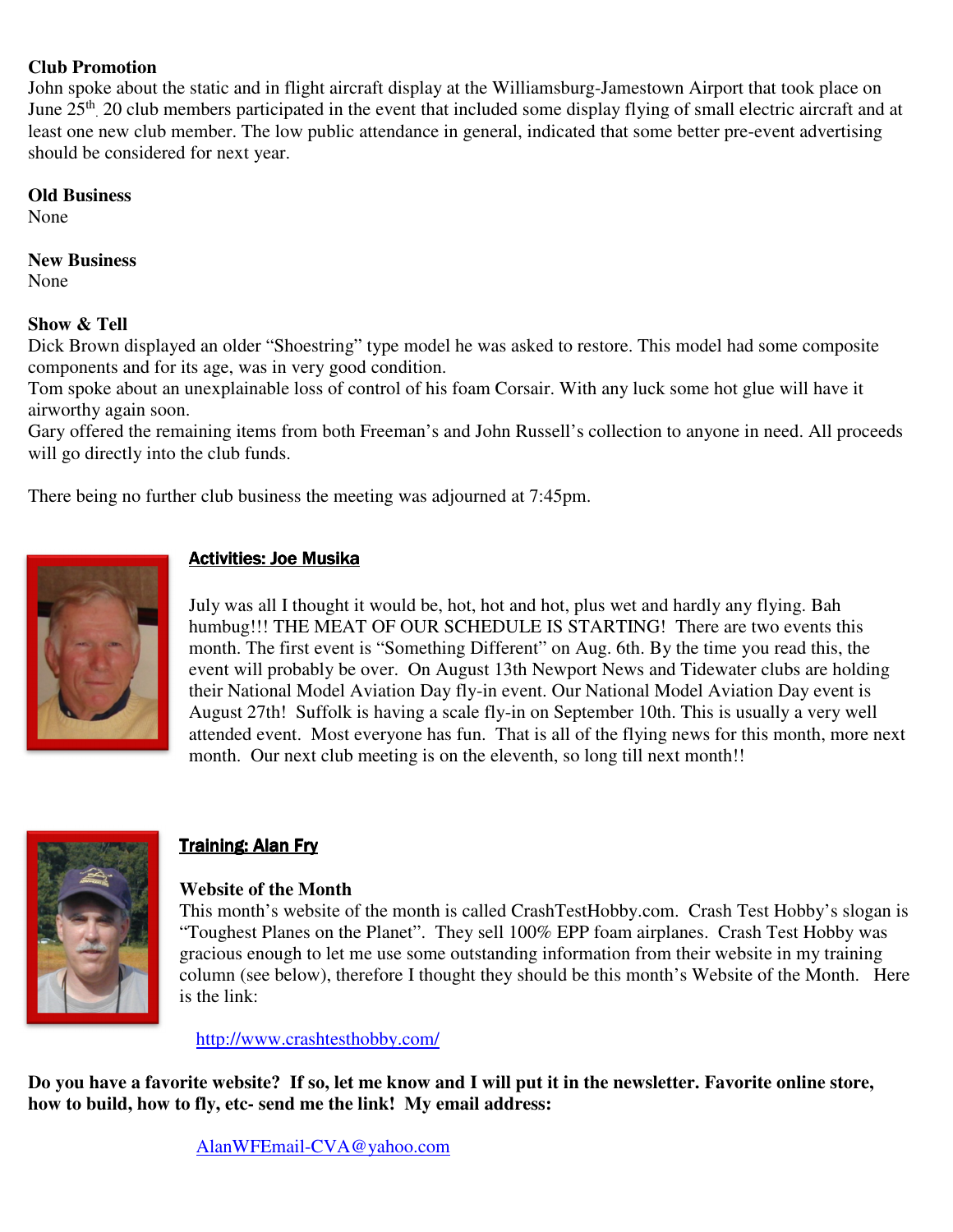**Club Promotion**

John spoke about the static and in flight aircraft display at the Williamsburg-Jamestown Airport that took place on June 25th. 20 club members participated in the event that included some display flying of small electric aircraft and at least one new club member. The low public attendance in general, indicated that some better pre-event advertising should be considered for next year.

**Old Business**

None

**New Business**

None

**Show & Tell**

Dick Brown displayed an older "Shoestring" type model he was asked to restore. This model had some composite components and for its age, was in very good condition.

Tom spoke about an unexplainable loss of control of his foam Corsair. With any luck some hot glue will have it airworthy again soon.

Gary offered the remaining items from both Freeman's and John Russell's collection to anyone in need. All proceeds will go directly into the club funds.

There being no further club business the meeting was adjourned at 7:45pm.

## Activities: Joe Musika

July was all I thought it would be, hot, hot and hot, plus wet and hardly any flying. Bah humbug!!! THE MEAT OF OUR SCHEDULE IS STARTING! There are two events this month. The first event is "Something Different" on Aug. 6th. By the time you read this, the event will probably be over. On August 13th Newport News and Tidewater clubs are holding their National Model Aviation Day fly-in event. Our National Model Aviation Day event is August 27th! Suffolk is having a scale fly-in on September 10th. This is usually a very well attended event. Most everyone has fun. That is all of the flying news for this month, more next month. Our next club meeting is on the eleventh, so long till next month!!

## Training: Alan Fry

**Website of the Month**

This month's website of the month is called CrashTestHobby.com. Crash Test Hobby's slogan is "Toughest Planes on the Planet". They sell 100% EPP foam airplanes. Crash Test Hobby was gracious enough to let me use some outstanding information from their website in my training column (see below), therefore I thought they should be this month's Website of the Month. Here is the link:

http://www.crashtesthobby.com/

**Do you have a favorite website? If so, let me know and I will put it in the newsletter. Favorite online store, how to build, how to fly, etc- send me the link! My email address:**

AlanWFEmail-CVA@yahoo.com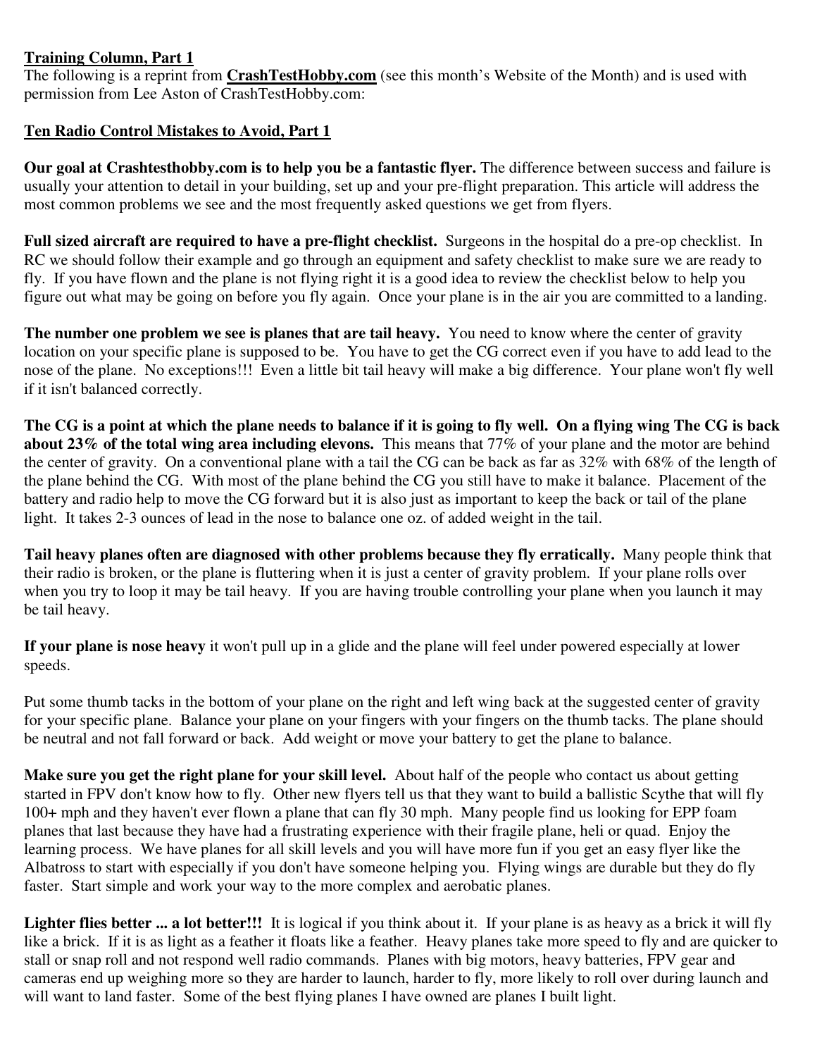**Training Column, Part 1**

The following is a reprint from **CrashTestHobby.com** (see this month's Website of the Month) and is used with permission from Lee Aston of CrashTestHobby.com:

**Ten Radio Control Mistakes to Avoid, Part 1**

**Our goal at Crashtesthobby.com is to help you be a fantastic flyer.** The difference between success and failure is usually your attention to detail in your building, set up and your pre-flight preparation. This article will address the most common problems we see and the most frequently asked questions we get from flyers.

**Full sized aircraft are required to have a pre-flight checklist.** Surgeons in the hospital do a pre-op checklist. In RC we should follow their example and go through an equipment and safety checklist to make sure we are ready to fly. If you have flown and the plane is not flying right it is a good idea to review the checklist below to help you figure out what may be going on before you fly again. Once your plane is in the air you are committed to a landing.

**The number one problem we see is planes that are tail heavy.** You need to know where the center of gravity location on your specific plane is supposed to be. You have to get the CG correct even if you have to add lead to the nose of the plane. No exceptions!!! Even a little bit tail heavy will make a big difference. Your plane won't fly well if it isn't balanced correctly.

**The CG is a point at which the plane needs to balance if it is going to fly well. On a flying wing The CG is back about 23% of the total wing area including elevons.** This means that 77% of your plane and the motor are behind the center of gravity. On a conventional plane with a tail the CG can be back as far as 32% with 68% of the length of the plane behind the CG. With most of the plane behind the CG you still have to make it balance. Placement of the battery and radio help to move the CG forward but it is also just as important to keep the back or tail of the plane light. It takes 2-3 ounces of lead in the nose to balance one oz. of added weight in the tail.

**Tail heavy planes often are diagnosed with other problems because they fly erratically.** Many people think that their radio is broken, or the plane is fluttering when it is just a center of gravity problem. If your plane rolls over when you try to loop it may be tail heavy. If you are having trouble controlling your plane when you launch it may be tail heavy.

**If your plane is nose heavy** it won't pull up in a glide and the plane will feel under powered especially at lower speeds.

Put some thumb tacks in the bottom of your plane on the right and left wing back at the suggested center of gravity for your specific plane. Balance your plane on your fingers with your fingers on the thumb tacks. The plane should be neutral and not fall forward or back. Add weight or move your battery to get the plane to balance.

**Make sure you get the right plane for your skill level.** About half of the people who contact us about getting started in FPV don't know how to fly. Other new flyers tell us that they want to build a ballistic Scythe that will fly 100+ mph and they haven't ever flown a plane that can fly 30 mph. Many people find us looking for EPP foam planes that last because they have had a frustrating experience with their fragile plane, heli or quad. Enjoy the learning process. We have planes for all skill levels and you will have more fun if you get an easy flyer like the Albatross to start with especially if you don't have someone helping you. Flying wings are durable but they do fly faster. Start simple and work your way to the more complex and aerobatic planes.

**Lighter flies better ... a lot better!!!** It is logical if you think about it. If your plane is as heavy as a brick it will fly like a brick. If it is as light as a feather it floats like a feather. Heavy planes take more speed to fly and are quicker to stall or snap roll and not respond well radio commands. Planes with big motors, heavy batteries, FPV gear and cameras end up weighing more so they are harder to launch, harder to fly, more likely to roll over during launch and will want to land faster. Some of the best flying planes I have owned are planes I built light.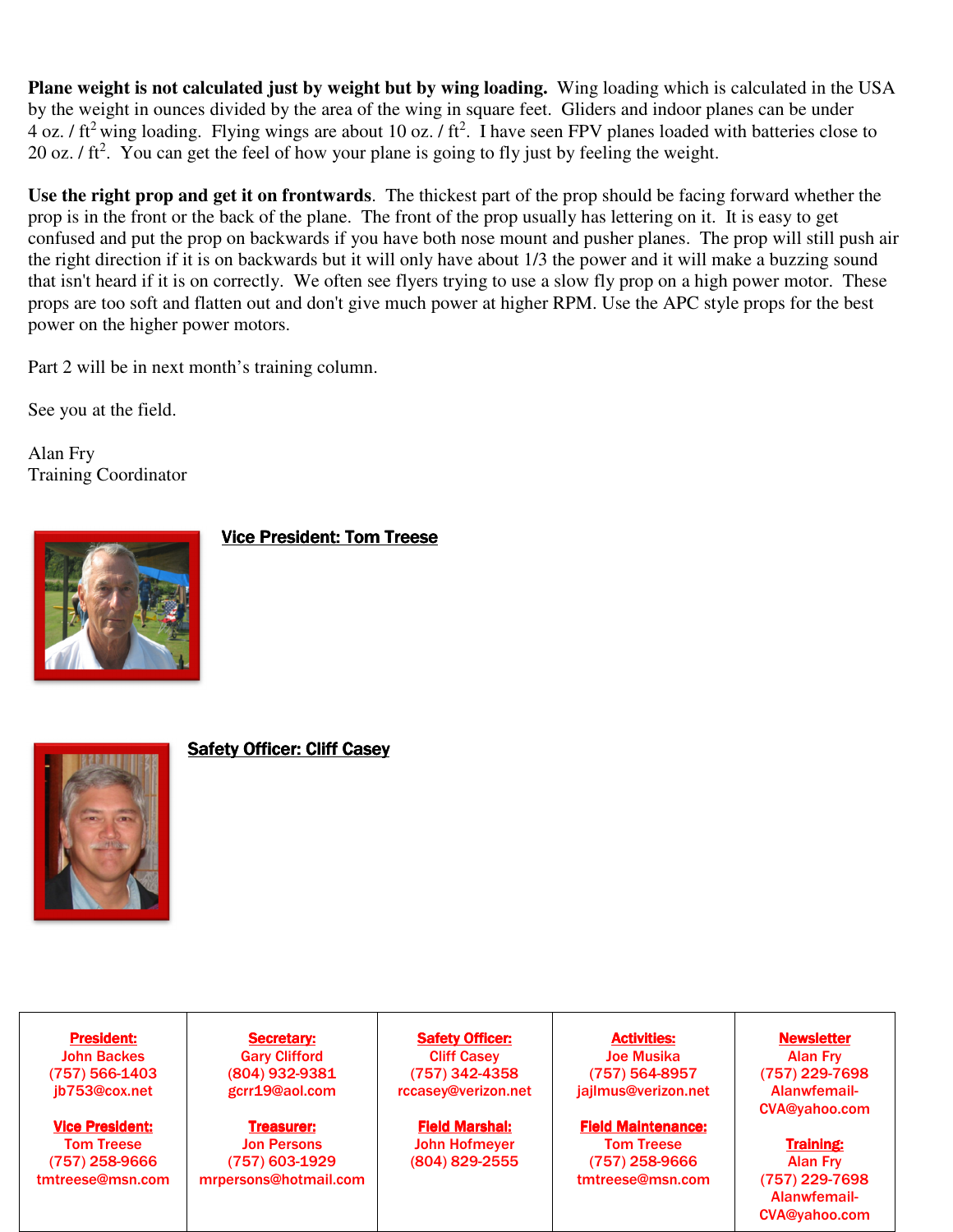**Plane weight is not calculated just by weight but by wing loading.** Wing loading which is calculated in the USA by the weight in ounces divided by the area of the wing in square feet. Gliders and indoor planes can be under 4 oz. / $ft^2$ wing loading. Flying wings are about 10 oz. / $ft^2$. I have seen FPV planes loaded with batteries close to 20 oz. / $ft^2$. You can get the feel of how your plane is going to fly just by feeling the weight.

**Use the right prop and get it on frontwards**. The thickest part of the prop should be facing forward whether the prop is in the front or the back of the plane. The front of the prop usually has lettering on it. It is easy to get confused and put the prop on backwards if you have both nose mount and pusher planes. The prop will still push air the right direction if it is on backwards but it will only have about 1/3 the power and it will make a buzzing sound that isn't heard if it is on correctly. We often see flyers trying to use a slow fly prop on a high power motor. These props are too soft and flatten out and don't give much power at higher RPM. Use the APC style props for the best power on the higher power motors.

Part 2 will be in next month's training column.

See you at the field.

Alan Fry
Training Coordinator

**Vice President: Tom Treese**

**Safety Officer: Cliff Casey**

| | | | | |
|---|---|---|---|---|
| **President:**<br>John Backes<br>(757) 566-1403<br>jb753@cox.net<br><br>**Vice President:**<br>Tom Treese<br>(757) 258-9666<br>tmtreese@msn.com | **Secretary:**<br>Gary Clifford<br>(804) 932-9381<br>gcrr19@aol.com<br><br>**Treasurer:**<br>Jon Persons<br>(757) 603-1929<br>mrpersons@hotmail.com | **Safety Officer:**<br>Cliff Casey<br>(757) 342-4358<br>rccasey@verizon.net<br><br>**Field Marshal:**<br>John Hofmeyer<br>(804) 829-2555 | **Activities:**<br>Joe Musika<br>(757) 564-8957<br>jajlmus@verizon.net<br><br>**Field Maintenance:**<br>Tom Treese<br>(757) 258-9666<br>tmtreese@msn.com | **Newsletter**<br>Alan Fry<br>(757) 229-7698<br>Alanwfemail-CVA@yahoo.com<br><br>**Training:**<br>Alan Fry<br>(757) 229-7698<br>Alanwfemail-CVA@yahoo.com |